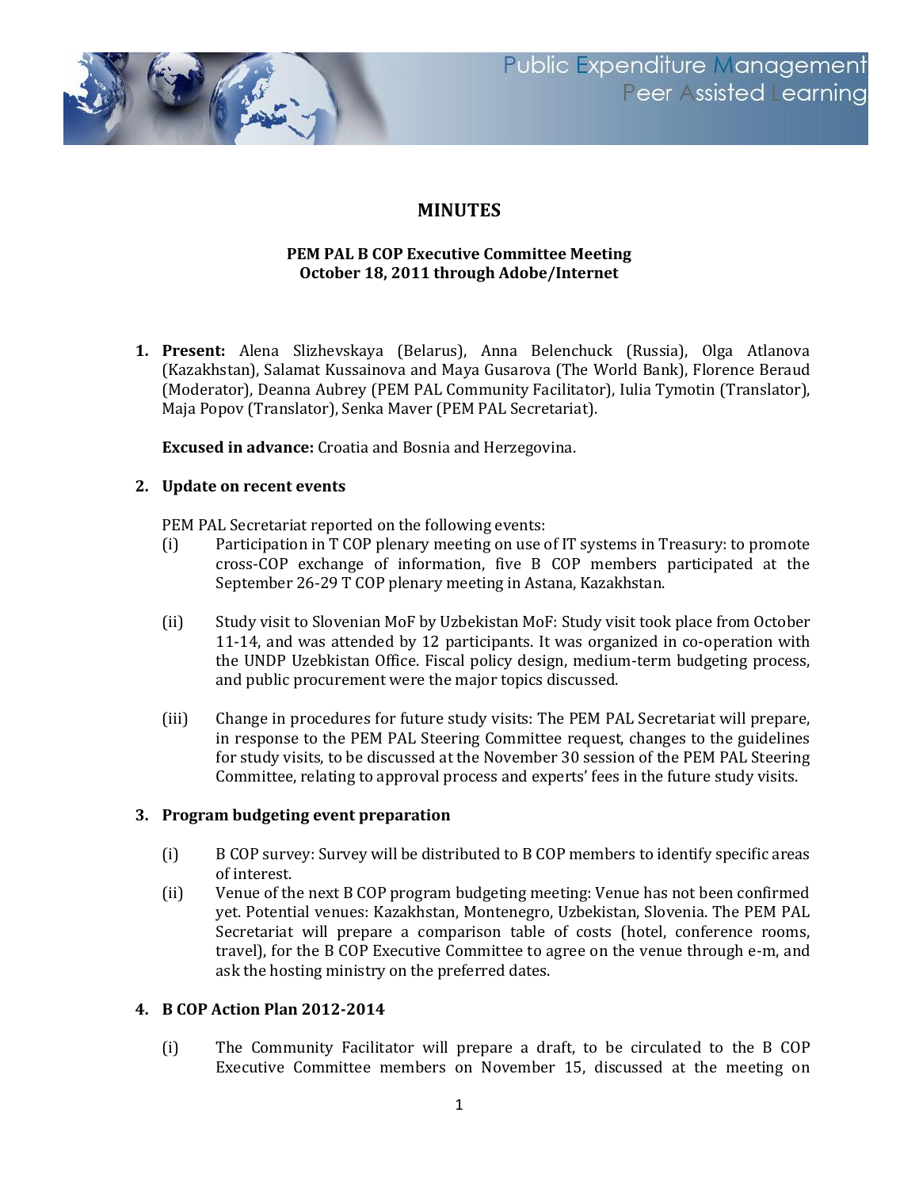# MINUTES

**PEM PAL B COP Executive Committee Meeting**
**October 18, 2011 through Adobe/Internet**

1. **Present:** Alena Slizhevskaya (Belarus), Anna Belenchuck (Russia), Olga Atlanova (Kazakhstan), Salamat Kussainova and Maya Gusarova (The World Bank), Florence Beraud (Moderator), Deanna Aubrey (PEM PAL Community Facilitator), Iulia Tymotin (Translator), Maja Popov (Translator), Senka Maver (PEM PAL Secretariat).

   **Excused in advance:** Croatia and Bosnia and Herzegovina.

2. **Update on recent events**

   PEM PAL Secretariat reported on the following events:

   (i) Participation in T COP plenary meeting on use of IT systems in Treasury: to promote cross-COP exchange of information, five B COP members participated at the September 26-29 T COP plenary meeting in Astana, Kazakhstan.

   (ii) Study visit to Slovenian MoF by Uzbekistan MoF: Study visit took place from October 11-14, and was attended by 12 participants. It was organized in co-operation with the UNDP Uzbekistan Office. Fiscal policy design, medium-term budgeting process, and public procurement were the major topics discussed.

   (iii) Change in procedures for future study visits: The PEM PAL Secretariat will prepare, in response to the PEM PAL Steering Committee request, changes to the guidelines for study visits, to be discussed at the November 30 session of the PEM PAL Steering Committee, relating to approval process and experts' fees in the future study visits.

3. **Program budgeting event preparation**

   (i) B COP survey: Survey will be distributed to B COP members to identify specific areas of interest.

   (ii) Venue of the next B COP program budgeting meeting: Venue has not been confirmed yet. Potential venues: Kazakhstan, Montenegro, Uzbekistan, Slovenia. The PEM PAL Secretariat will prepare a comparison table of costs (hotel, conference rooms, travel), for the B COP Executive Committee to agree on the venue through e-m, and ask the hosting ministry on the preferred dates.

4. **B COP Action Plan 2012-2014**

   (i) The Community Facilitator will prepare a draft, to be circulated to the B COP Executive Committee members on November 15, discussed at the meeting on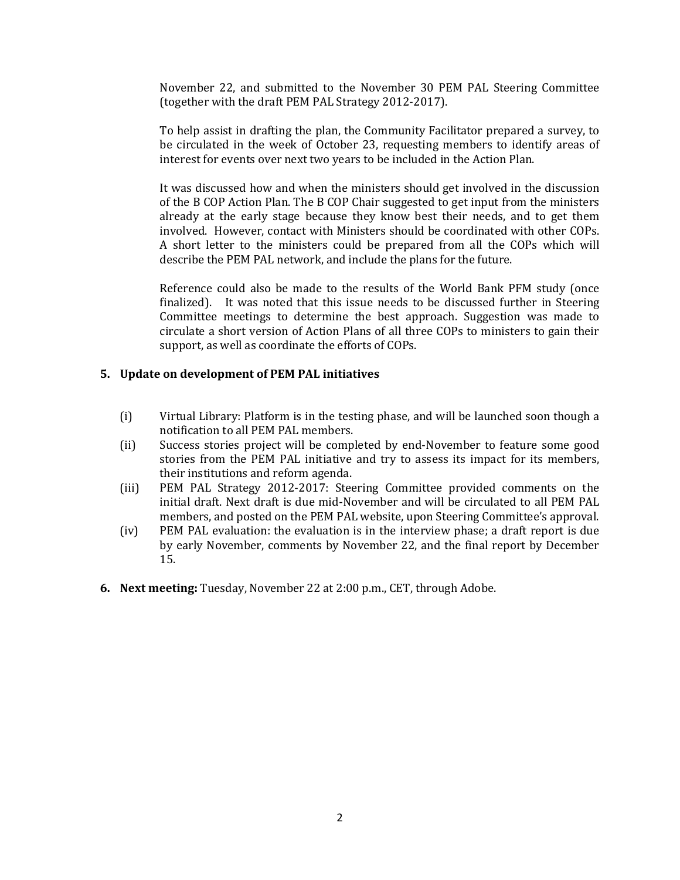November 22, and submitted to the November 30 PEM PAL Steering Committee (together with the draft PEM PAL Strategy 2012-2017).

To help assist in drafting the plan, the Community Facilitator prepared a survey, to be circulated in the week of October 23, requesting members to identify areas of interest for events over next two years to be included in the Action Plan.

It was discussed how and when the ministers should get involved in the discussion of the B COP Action Plan. The B COP Chair suggested to get input from the ministers already at the early stage because they know best their needs, and to get them involved. However, contact with Ministers should be coordinated with other COPs. A short letter to the ministers could be prepared from all the COPs which will describe the PEM PAL network, and include the plans for the future.

Reference could also be made to the results of the World Bank PFM study (once finalized). It was noted that this issue needs to be discussed further in Steering Committee meetings to determine the best approach. Suggestion was made to circulate a short version of Action Plans of all three COPs to ministers to gain their support, as well as coordinate the efforts of COPs.

**5. Update on development of PEM PAL initiatives**

(i) Virtual Library: Platform is in the testing phase, and will be launched soon though a notification to all PEM PAL members.

(ii) Success stories project will be completed by end-November to feature some good stories from the PEM PAL initiative and try to assess its impact for its members, their institutions and reform agenda.

(iii) PEM PAL Strategy 2012-2017: Steering Committee provided comments on the initial draft. Next draft is due mid-November and will be circulated to all PEM PAL members, and posted on the PEM PAL website, upon Steering Committee's approval.

(iv) PEM PAL evaluation: the evaluation is in the interview phase; a draft report is due by early November, comments by November 22, and the final report by December 15.

**6. Next meeting:** Tuesday, November 22 at 2:00 p.m., CET, through Adobe.